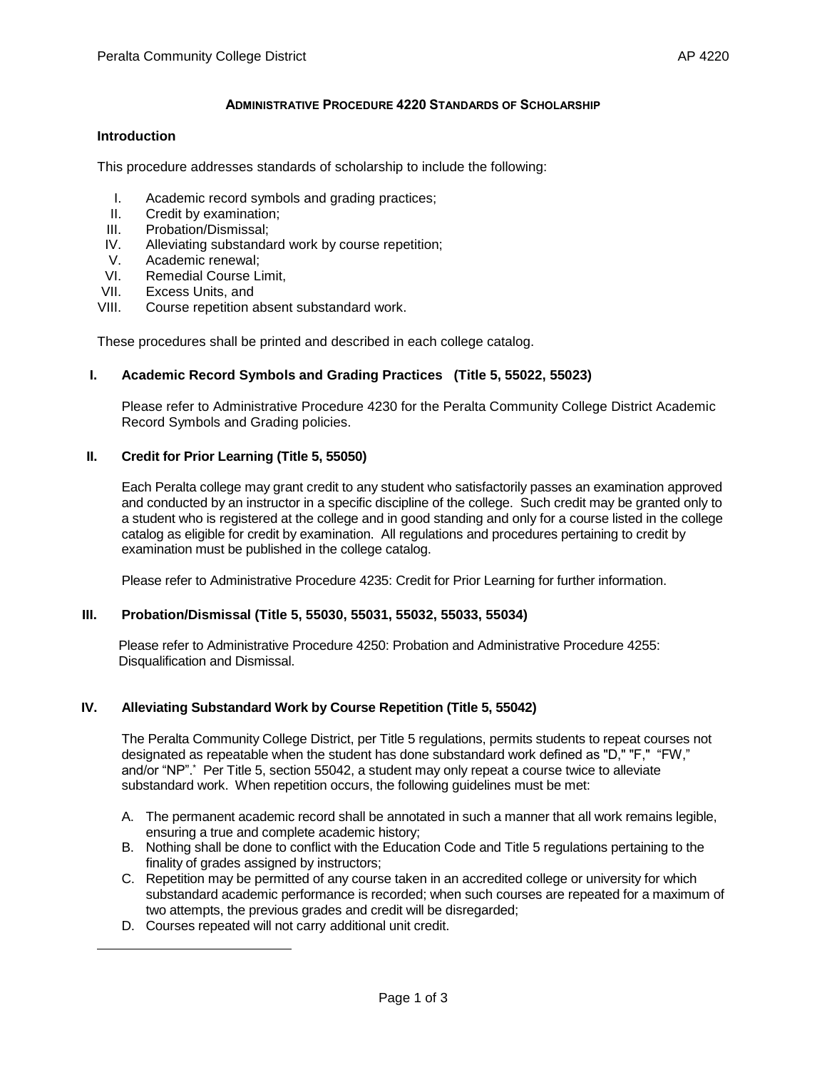# Administrative Procedure 4220 Standards of Scholarship

## Introduction

This procedure addresses standards of scholarship to include the following:

I. Academic record symbols and grading practices;
II. Credit by examination;
III. Probation/Dismissal;
IV. Alleviating substandard work by course repetition;
V. Academic renewal;
VI. Remedial Course Limit,
VII. Excess Units, and
VIII. Course repetition absent substandard work.

These procedures shall be printed and described in each college catalog.

## I. Academic Record Symbols and Grading Practices (Title 5, 55022, 55023)

Please refer to Administrative Procedure 4230 for the Peralta Community College District Academic Record Symbols and Grading policies.

## II. Credit for Prior Learning (Title 5, 55050)

Each Peralta college may grant credit to any student who satisfactorily passes an examination approved and conducted by an instructor in a specific discipline of the college. Such credit may be granted only to a student who is registered at the college and in good standing and only for a course listed in the college catalog as eligible for credit by examination. All regulations and procedures pertaining to credit by examination must be published in the college catalog.

Please refer to Administrative Procedure 4235: Credit for Prior Learning for further information.

## III. Probation/Dismissal (Title 5, 55030, 55031, 55032, 55033, 55034)

Please refer to Administrative Procedure 4250: Probation and Administrative Procedure 4255: Disqualification and Dismissal.

## IV. Alleviating Substandard Work by Course Repetition (Title 5, 55042)

The Peralta Community College District, per Title 5 regulations, permits students to repeat courses not designated as repeatable when the student has done substandard work defined as "D," "F," "FW," and/or "NP".[*] Per Title 5, section 55042, a student may only repeat a course twice to alleviate substandard work. When repetition occurs, the following guidelines must be met:

A. The permanent academic record shall be annotated in such a manner that all work remains legible, ensuring a true and complete academic history;
B. Nothing shall be done to conflict with the Education Code and Title 5 regulations pertaining to the finality of grades assigned by instructors;
C. Repetition may be permitted of any course taken in an accredited college or university for which substandard academic performance is recorded; when such courses are repeated for a maximum of two attempts, the previous grades and credit will be disregarded;
D. Courses repeated will not carry additional unit credit.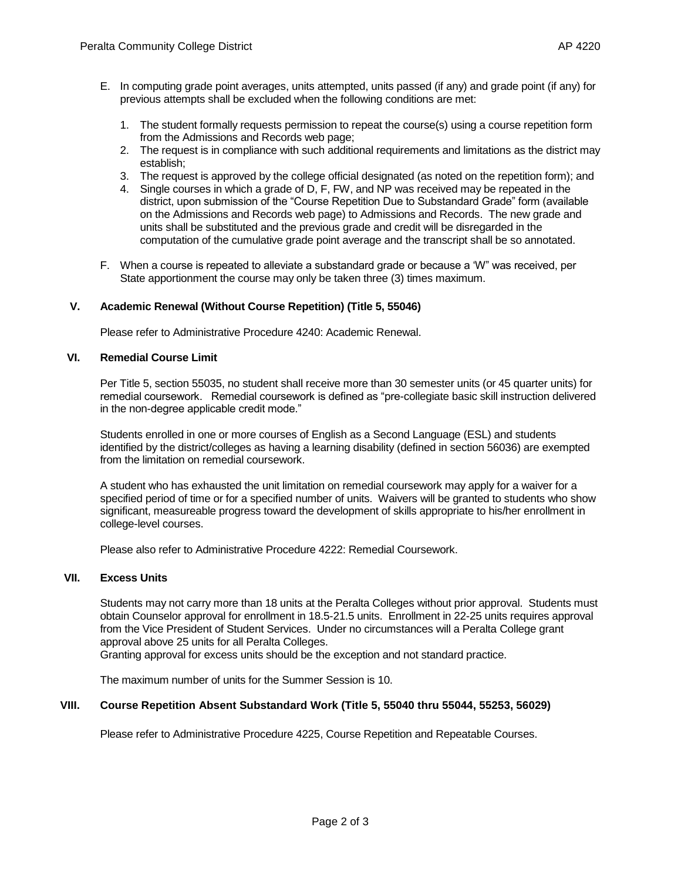E. In computing grade point averages, units attempted, units passed (if any) and grade point (if any) for previous attempts shall be excluded when the following conditions are met:

   1. The student formally requests permission to repeat the course(s) using a course repetition form from the Admissions and Records web page;
   2. The request is in compliance with such additional requirements and limitations as the district may establish;
   3. The request is approved by the college official designated (as noted on the repetition form); and
   4. Single courses in which a grade of D, F, FW, and NP was received may be repeated in the district, upon submission of the "Course Repetition Due to Substandard Grade" form (available on the Admissions and Records web page) to Admissions and Records. The new grade and units shall be substituted and the previous grade and credit will be disregarded in the computation of the cumulative grade point average and the transcript shall be so annotated.

F. When a course is repeated to alleviate a substandard grade or because a 'W" was received, per State apportionment the course may only be taken three (3) times maximum.

## V. Academic Renewal (Without Course Repetition) (Title 5, 55046)

Please refer to Administrative Procedure 4240: Academic Renewal.

## VI. Remedial Course Limit

Per Title 5, section 55035, no student shall receive more than 30 semester units (or 45 quarter units) for remedial coursework. Remedial coursework is defined as "pre-collegiate basic skill instruction delivered in the non-degree applicable credit mode."

Students enrolled in one or more courses of English as a Second Language (ESL) and students identified by the district/colleges as having a learning disability (defined in section 56036) are exempted from the limitation on remedial coursework.

A student who has exhausted the unit limitation on remedial coursework may apply for a waiver for a specified period of time or for a specified number of units. Waivers will be granted to students who show significant, measureable progress toward the development of skills appropriate to his/her enrollment in college-level courses.

Please also refer to Administrative Procedure 4222: Remedial Coursework.

## VII. Excess Units

Students may not carry more than 18 units at the Peralta Colleges without prior approval. Students must obtain Counselor approval for enrollment in 18.5-21.5 units. Enrollment in 22-25 units requires approval from the Vice President of Student Services. Under no circumstances will a Peralta College grant approval above 25 units for all Peralta Colleges.
Granting approval for excess units should be the exception and not standard practice.

The maximum number of units for the Summer Session is 10.

## VIII. Course Repetition Absent Substandard Work (Title 5, 55040 thru 55044, 55253, 56029)

Please refer to Administrative Procedure 4225, Course Repetition and Repeatable Courses.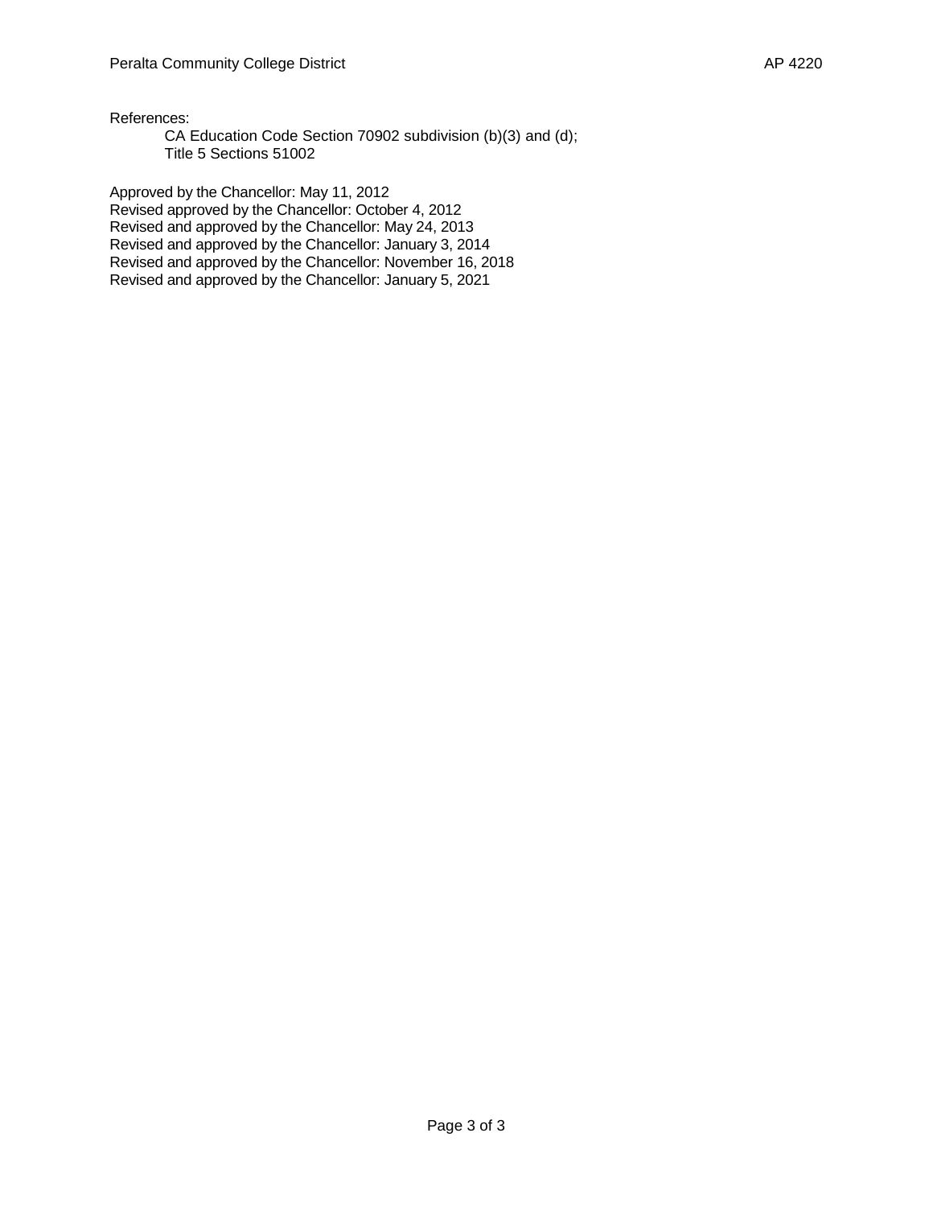References:

CA Education Code Section 70902 subdivision (b)(3) and (d);
Title 5 Sections 51002

Approved by the Chancellor: May 11, 2012
Revised approved by the Chancellor: October 4, 2012
Revised and approved by the Chancellor: May 24, 2013
Revised and approved by the Chancellor: January 3, 2014
Revised and approved by the Chancellor: November 16, 2018
Revised and approved by the Chancellor: January 5, 2021